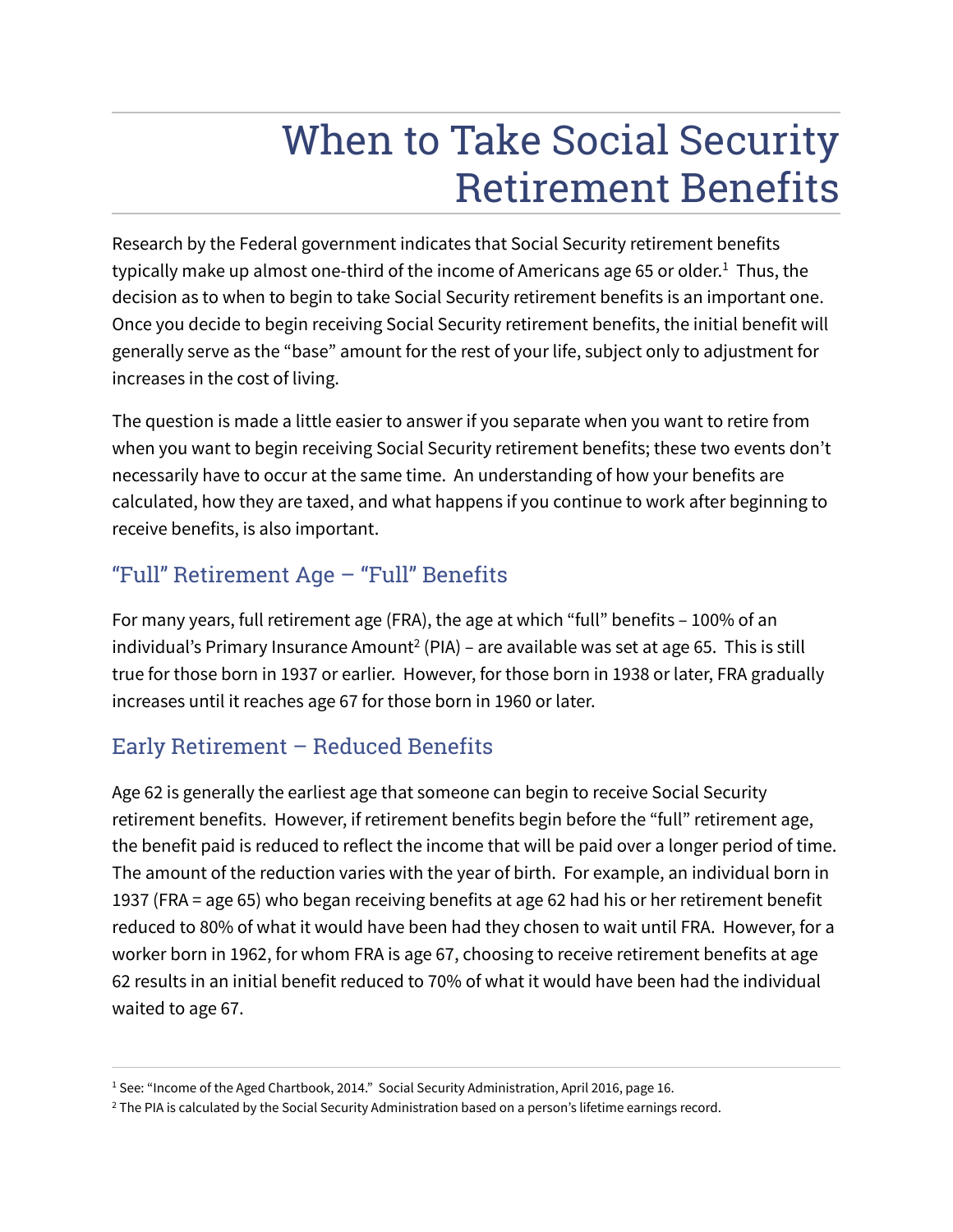# When to Take Social Security Retirement Benefits

Research by the Federal government indicates that Social Security retirement benefits typically make up almost one-third of the income of Americans age 65 or older.[1] Thus, the decision as to when to begin to take Social Security retirement benefits is an important one. Once you decide to begin receiving Social Security retirement benefits, the initial benefit will generally serve as the "base" amount for the rest of your life, subject only to adjustment for increases in the cost of living.

The question is made a little easier to answer if you separate when you want to retire from when you want to begin receiving Social Security retirement benefits; these two events don't necessarily have to occur at the same time. An understanding of how your benefits are calculated, how they are taxed, and what happens if you continue to work after beginning to receive benefits, is also important.

## "Full" Retirement Age – "Full" Benefits

For many years, full retirement age (FRA), the age at which "full" benefits – 100% of an individual's Primary Insurance Amount[2] (PIA) – are available was set at age 65. This is still true for those born in 1937 or earlier. However, for those born in 1938 or later, FRA gradually increases until it reaches age 67 for those born in 1960 or later.

## Early Retirement – Reduced Benefits

Age 62 is generally the earliest age that someone can begin to receive Social Security retirement benefits. However, if retirement benefits begin before the "full" retirement age, the benefit paid is reduced to reflect the income that will be paid over a longer period of time. The amount of the reduction varies with the year of birth. For example, an individual born in 1937 (FRA = age 65) who began receiving benefits at age 62 had his or her retirement benefit reduced to 80% of what it would have been had they chosen to wait until FRA. However, for a worker born in 1962, for whom FRA is age 67, choosing to receive retirement benefits at age 62 results in an initial benefit reduced to 70% of what it would have been had the individual waited to age 67.

[1] See: "Income of the Aged Chartbook, 2014." Social Security Administration, April 2016, page 16.

[2] The PIA is calculated by the Social Security Administration based on a person's lifetime earnings record.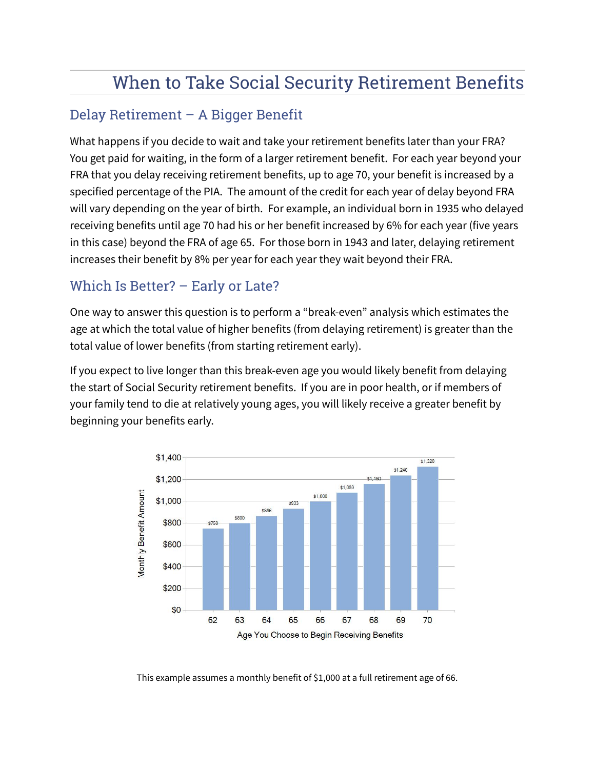# When to Take Social Security Retirement Benefits

## Delay Retirement – A Bigger Benefit

What happens if you decide to wait and take your retirement benefits later than your FRA? You get paid for waiting, in the form of a larger retirement benefit. For each year beyond your FRA that you delay receiving retirement benefits, up to age 70, your benefit is increased by a specified percentage of the PIA. The amount of the credit for each year of delay beyond FRA will vary depending on the year of birth. For example, an individual born in 1935 who delayed receiving benefits until age 70 had his or her benefit increased by 6% for each year (five years in this case) beyond the FRA of age 65. For those born in 1943 and later, delaying retirement increases their benefit by 8% per year for each year they wait beyond their FRA.

## Which Is Better? – Early or Late?

One way to answer this question is to perform a "break-even" analysis which estimates the age at which the total value of higher benefits (from delaying retirement) is greater than the total value of lower benefits (from starting retirement early).

If you expect to live longer than this break-even age you would likely benefit from delaying the start of Social Security retirement benefits. If you are in poor health, or if members of your family tend to die at relatively young ages, you will likely receive a greater benefit by beginning your benefits early.

| Age You Choose to Begin Receiving Benefits | 62 | 63 | 64 | 65 | 66 | 67 | 68 | 69 | 70 |
|---|---|---|---|---|---|---|---|---|---|
| Monthly Benefit Amount | $750 | $800 | $866 | $933 | $1,000 | $1,080 | $1,160 | $1,240 | $1,320 |

This example assumes a monthly benefit of $1,000 at a full retirement age of 66.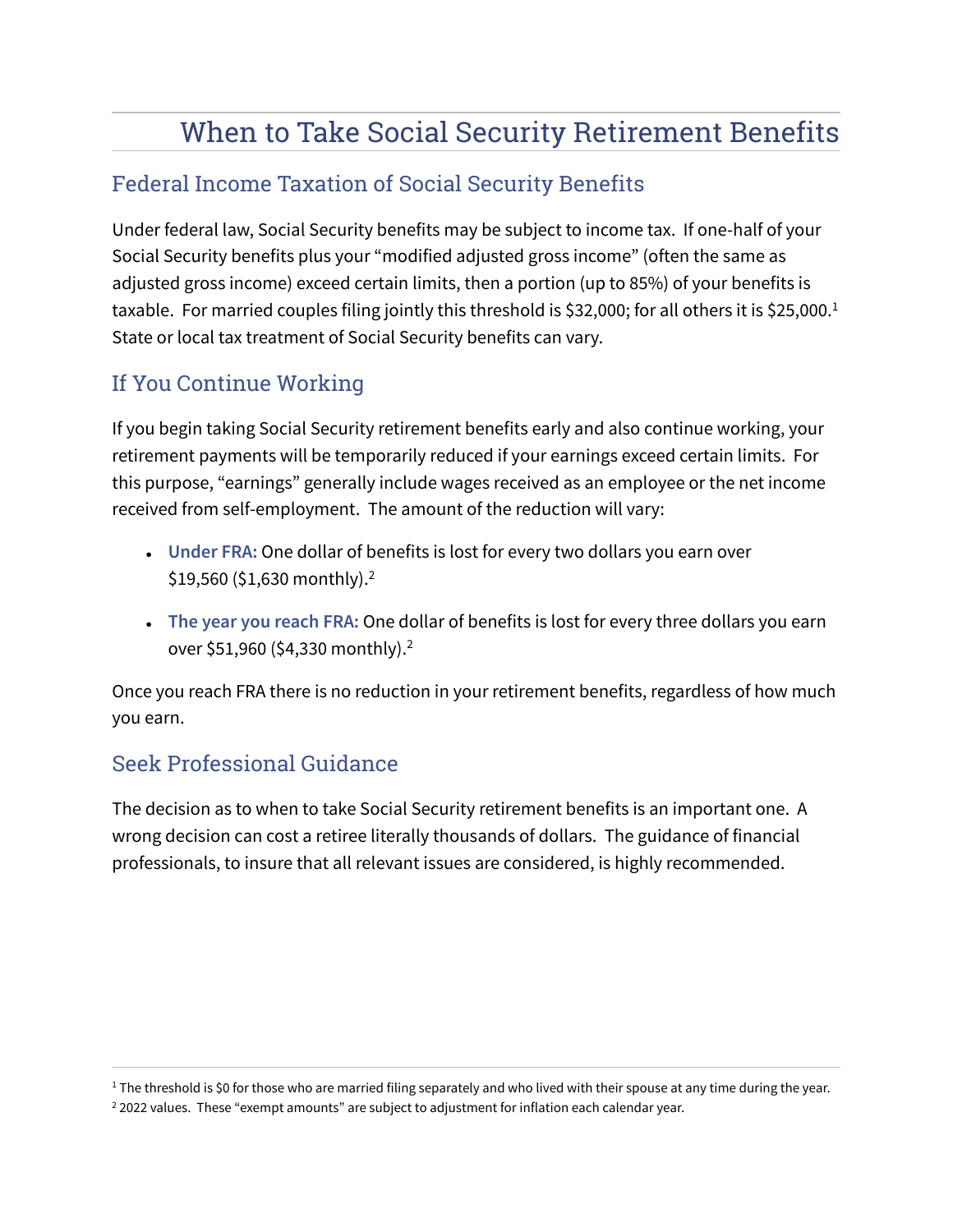# When to Take Social Security Retirement Benefits

## Federal Income Taxation of Social Security Benefits

Under federal law, Social Security benefits may be subject to income tax. If one-half of your Social Security benefits plus your "modified adjusted gross income" (often the same as adjusted gross income) exceed certain limits, then a portion (up to 85%) of your benefits is taxable. For married couples filing jointly this threshold is $32,000; for all others it is $25,000.[1] State or local tax treatment of Social Security benefits can vary.

## If You Continue Working

If you begin taking Social Security retirement benefits early and also continue working, your retirement payments will be temporarily reduced if your earnings exceed certain limits. For this purpose, "earnings" generally include wages received as an employee or the net income received from self-employment. The amount of the reduction will vary:

- **Under FRA:** One dollar of benefits is lost for every two dollars you earn over $19,560 ($1,630 monthly).[2]
- **The year you reach FRA:** One dollar of benefits is lost for every three dollars you earn over $51,960 ($4,330 monthly).[2]

Once you reach FRA there is no reduction in your retirement benefits, regardless of how much you earn.

## Seek Professional Guidance

The decision as to when to take Social Security retirement benefits is an important one. A wrong decision can cost a retiree literally thousands of dollars. The guidance of financial professionals, to insure that all relevant issues are considered, is highly recommended.

---

[1] The threshold is $0 for those who are married filing separately and who lived with their spouse at any time during the year.
[2] 2022 values. These "exempt amounts" are subject to adjustment for inflation each calendar year.